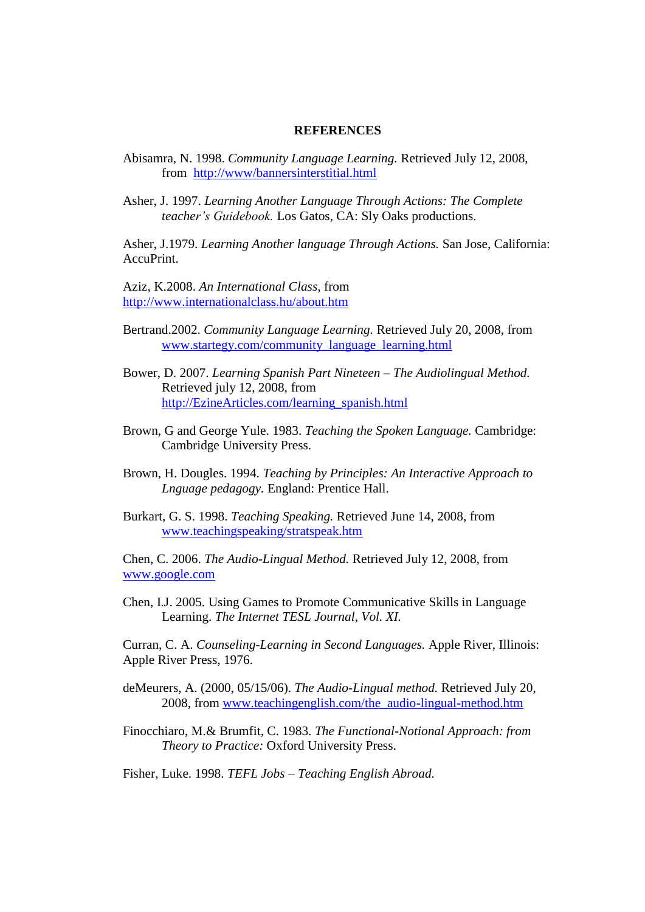# REFERENCES

Abisamra, N. 1998. *Community Language Learning.* Retrieved July 12, 2008, from [http://www/bannersinterstitial.html](http://www/bannersinterstitial.html)

Asher, J. 1997. *Learning Another Language Through Actions: The Complete teacher's Guidebook.* Los Gatos, CA: Sly Oaks productions.

Asher, J.1979. *Learning Another language Through Actions.* San Jose, California: AccuPrint.

Aziz, K.2008. *An International Class,* from [http://www.internationalclass.hu/about.htm](http://www.internationalclass.hu/about.htm)

Bertrand.2002. *Community Language Learning.* Retrieved July 20, 2008, from [www.startegy.com/community_language_learning.html](www.startegy.com/community_language_learning.html)

Bower, D. 2007. *Learning Spanish Part Nineteen – The Audiolingual Method.* Retrieved july 12, 2008, from [http://EzineArticles.com/learning_spanish.html](http://EzineArticles.com/learning_spanish.html)

Brown, G and George Yule. 1983. *Teaching the Spoken Language.* Cambridge: Cambridge University Press.

Brown, H. Dougles. 1994. *Teaching by Principles: An Interactive Approach to Lnguage pedagogy*. England: Prentice Hall.

Burkart, G. S. 1998. *Teaching Speaking.* Retrieved June 14, 2008, from [www.teachingspeaking/stratspeak.htm](www.teachingspeaking/stratspeak.htm)

Chen, C. 2006. *The Audio-Lingual Method.* Retrieved July 12, 2008, from [www.google.com](www.google.com)

Chen, I.J. 2005. Using Games to Promote Communicative Skills in Language Learning. *The Internet TESL Journal*, *Vol. XI.*

Curran, C. A. *Counseling-Learning in Second Languages.* Apple River, Illinois: Apple River Press, 1976.

deMeurers, A. (2000, 05/15/06). *The Audio-Lingual method.* Retrieved July 20, 2008, from [www.teachingenglish.com/the_audio-lingual-method.htm](www.teachingenglish.com/the_audio-lingual-method.htm)

Finocchiaro, M.& Brumfit, C. 1983. *The Functional-Notional Approach: from Theory to Practice:* Oxford University Press.

Fisher, Luke. 1998. *TEFL Jobs – Teaching English Abroad.*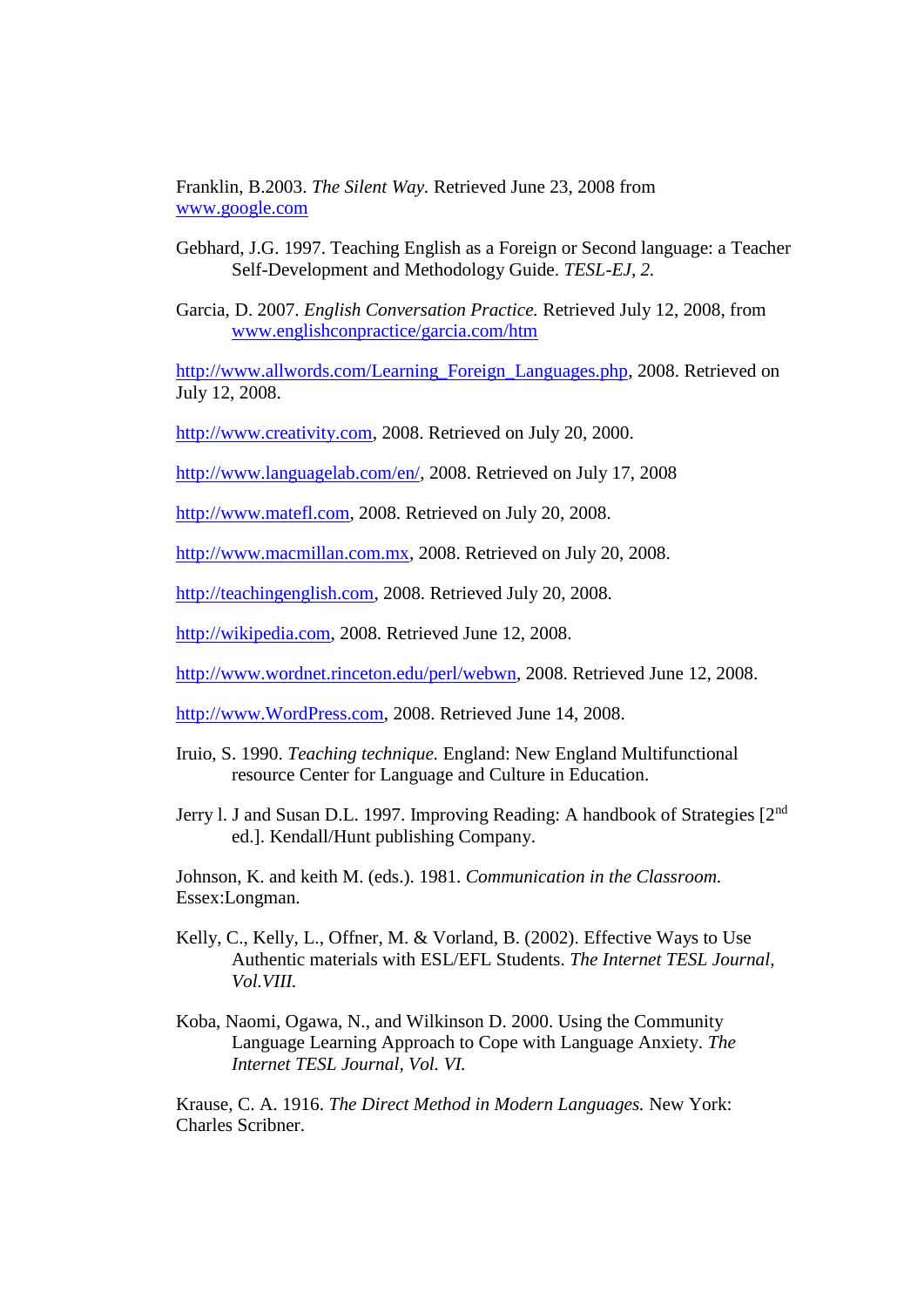Franklin, B.2003. *The Silent Way*. Retrieved June 23, 2008 from www.google.com

Gebhard, J.G. 1997. Teaching English as a Foreign or Second language: a Teacher Self-Development and Methodology Guide. *TESL-EJ, 2.*

Garcia, D. 2007. *English Conversation Practice.* Retrieved July 12, 2008, from www.englishconpractice/garcia.com/htm

http://www.allwords.com/Learning_Foreign_Languages.php, 2008. Retrieved on July 12, 2008.

http://www.creativity.com, 2008. Retrieved on July 20, 2000.

http://www.languagelab.com/en/, 2008. Retrieved on July 17, 2008

http://www.matefl.com, 2008. Retrieved on July 20, 2008.

http://www.macmillan.com.mx, 2008. Retrieved on July 20, 2008.

http://teachingenglish.com, 2008. Retrieved July 20, 2008.

http://wikipedia.com, 2008. Retrieved June 12, 2008.

http://www.wordnet.rinceton.edu/perl/webwn, 2008. Retrieved June 12, 2008.

http://www.WordPress.com, 2008. Retrieved June 14, 2008.

Iruio, S. 1990. *Teaching technique.* England: New England Multifunctional resource Center for Language and Culture in Education.

Jerry l. J and Susan D.L. 1997. Improving Reading: A handbook of Strategies [2nd ed.]. Kendall/Hunt publishing Company.

Johnson, K. and keith M. (eds.). 1981. *Communication in the Classroom.* Essex:Longman.

Kelly, C., Kelly, L., Offner, M. & Vorland, B. (2002). Effective Ways to Use Authentic materials with ESL/EFL Students. *The Internet TESL Journal, Vol.VIII.*

Koba, Naomi, Ogawa, N., and Wilkinson D. 2000. Using the Community Language Learning Approach to Cope with Language Anxiety. *The Internet TESL Journal, Vol. VI.*

Krause, C. A. 1916. *The Direct Method in Modern Languages.* New York: Charles Scribner.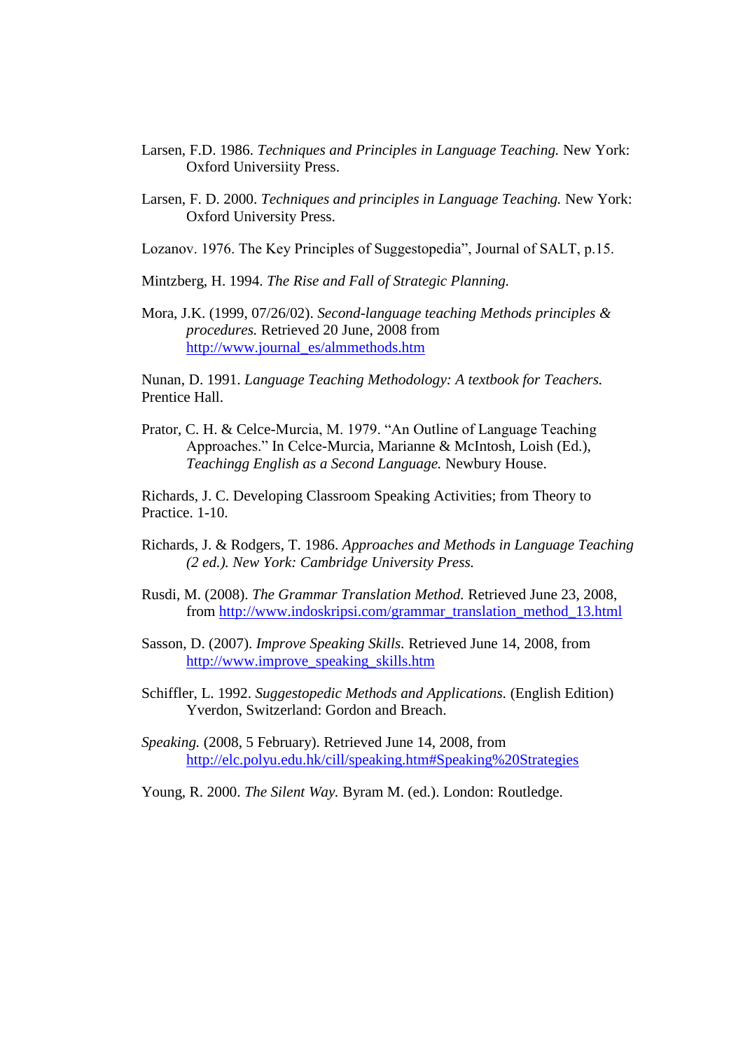Larsen, F.D. 1986. *Techniques and Principles in Language Teaching.* New York: Oxford Univerisity Press.

Larsen, F. D. 2000. *Techniques and principles in Language Teaching.* New York: Oxford University Press.

Lozanov. 1976. The Key Principles of Suggestopedia", Journal of SALT, p.15.

Mintzberg, H. 1994. *The Rise and Fall of Strategic Planning.*

Mora, J.K. (1999, 07/26/02). *Second-language teaching Methods principles & procedures.* Retrieved 20 June, 2008 from http://www.journal_es/almmethods.htm

Nunan, D. 1991. *Language Teaching Methodology: A textbook for Teachers.* Prentice Hall.

Prator, C. H. & Celce-Murcia, M. 1979. "An Outline of Language Teaching Approaches." In Celce-Murcia, Marianne & McIntosh, Loish (Ed.), *Teachingg English as a Second Language.* Newbury House.

Richards, J. C. Developing Classroom Speaking Activities; from Theory to Practice. 1-10.

Richards, J. & Rodgers, T. 1986. *Approaches and Methods in Language Teaching (2 ed.). New York: Cambridge University Press.*

Rusdi, M. (2008). *The Grammar Translation Method.* Retrieved June 23, 2008, from http://www.indoskripsi.com/grammar_translation_method_13.html

Sasson, D. (2007). *Improve Speaking Skills.* Retrieved June 14, 2008, from http://www.improve_speaking_skills.htm

Schiffler, L. 1992. *Suggestopedic Methods and Applications.* (English Edition) Yverdon, Switzerland: Gordon and Breach.

*Speaking.* (2008, 5 February). Retrieved June 14, 2008, from http://elc.polyu.edu.hk/cill/speaking.htm#Speaking%20Strategies

Young, R. 2000. *The Silent Way.* Byram M. (ed.). London: Routledge.